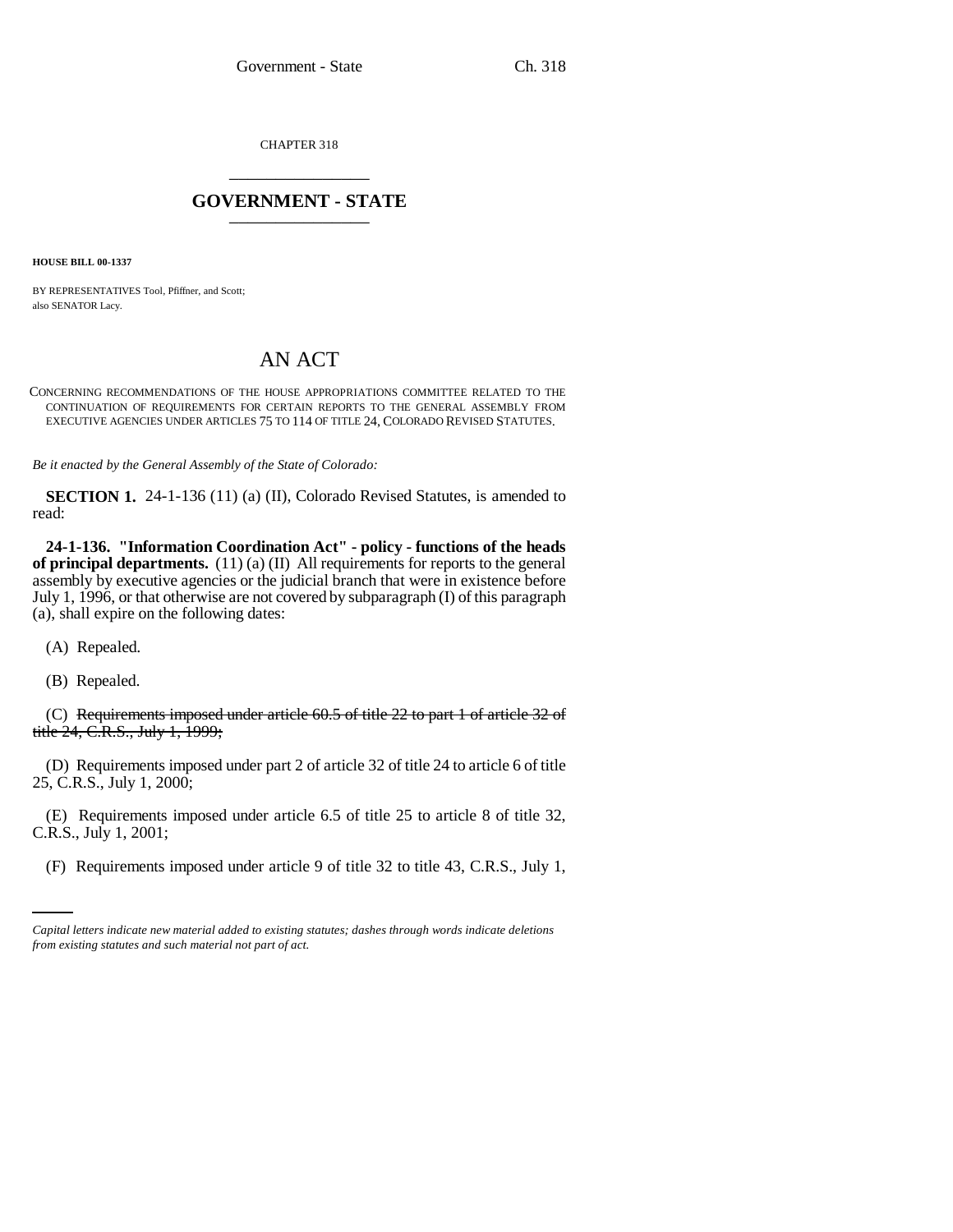CHAPTER 318

# GOVERNMENT - STATE

**HOUSE BILL 00-1337**

BY REPRESENTATIVES Tool, Pfiffner, and Scott;
also SENATOR Lacy.

# AN ACT

CONCERNING RECOMMENDATIONS OF THE HOUSE APPROPRIATIONS COMMITTEE RELATED TO THE CONTINUATION OF REQUIREMENTS FOR CERTAIN REPORTS TO THE GENERAL ASSEMBLY FROM EXECUTIVE AGENCIES UNDER ARTICLES 75 TO 114 OF TITLE 24, COLORADO REVISED STATUTES.

*Be it enacted by the General Assembly of the State of Colorado:*

**SECTION 1.** 24-1-136 (11) (a) (II), Colorado Revised Statutes, is amended to read:

**24-1-136. "Information Coordination Act" - policy - functions of the heads of principal departments.** (11) (a) (II) All requirements for reports to the general assembly by executive agencies or the judicial branch that were in existence before July 1, 1996, or that otherwise are not covered by subparagraph (I) of this paragraph (a), shall expire on the following dates:

(A) Repealed.

(B) Repealed.

(C) ~~Requirements imposed under article 60.5 of title 22 to part 1 of article 32 of title 24, C.R.S., July 1, 1999;~~

(D) Requirements imposed under part 2 of article 32 of title 24 to article 6 of title 25, C.R.S., July 1, 2000;

(E) Requirements imposed under article 6.5 of title 25 to article 8 of title 32, C.R.S., July 1, 2001;

(F) Requirements imposed under article 9 of title 32 to title 43, C.R.S., July 1,

*Capital letters indicate new material added to existing statutes; dashes through words indicate deletions from existing statutes and such material not part of act.*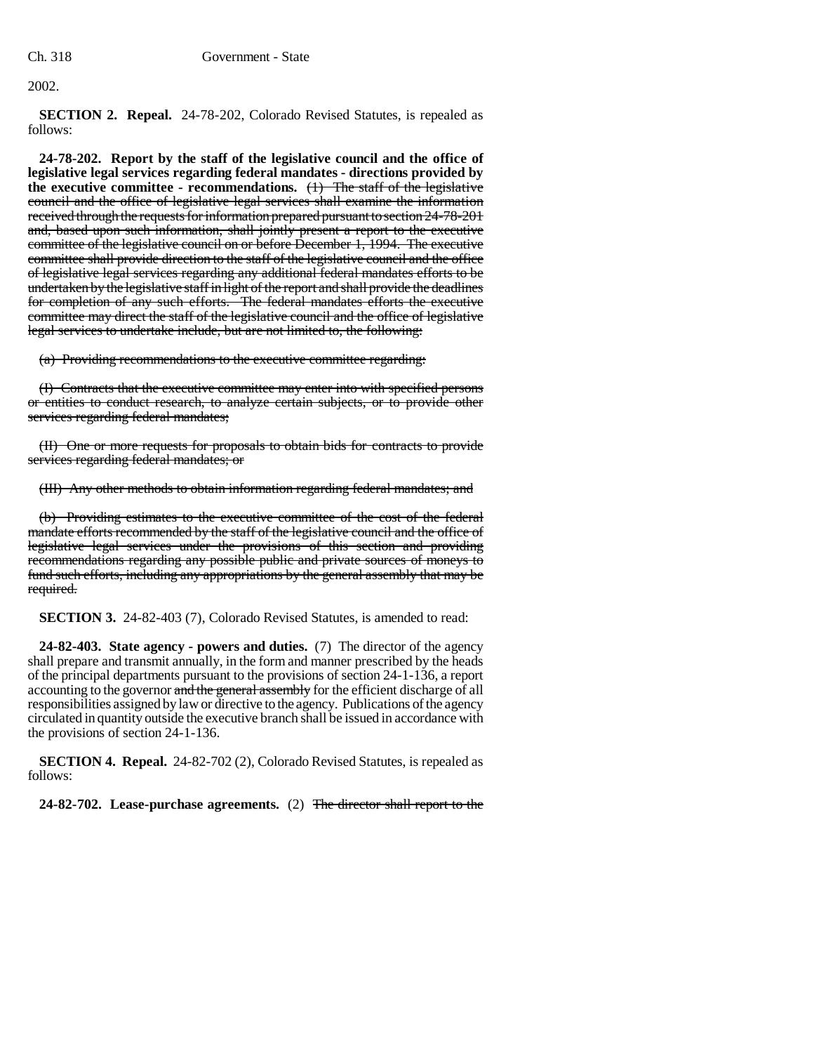2002.

**SECTION 2. Repeal.** 24-78-202, Colorado Revised Statutes, is repealed as follows:

**24-78-202. Report by the staff of the legislative council and the office of legislative legal services regarding federal mandates - directions provided by the executive committee - recommendations.** ~~(1) The staff of the legislative council and the office of legislative legal services shall examine the information received through the requests for information prepared pursuant to section 24-78-201 and, based upon such information, shall jointly present a report to the executive committee of the legislative council on or before December 1, 1994. The executive committee shall provide direction to the staff of the legislative council and the office of legislative legal services regarding any additional federal mandates efforts to be undertaken by the legislative staff in light of the report and shall provide the deadlines for completion of any such efforts. The federal mandates efforts the executive committee may direct the staff of the legislative council and the office of legislative legal services to undertake include, but are not limited to, the following:~~

~~(a) Providing recommendations to the executive committee regarding:~~

~~(I) Contracts that the executive committee may enter into with specified persons or entities to conduct research, to analyze certain subjects, or to provide other services regarding federal mandates;~~

~~(II) One or more requests for proposals to obtain bids for contracts to provide services regarding federal mandates; or~~

~~(III) Any other methods to obtain information regarding federal mandates; and~~

~~(b) Providing estimates to the executive committee of the cost of the federal mandate efforts recommended by the staff of the legislative council and the office of legislative legal services under the provisions of this section and providing recommendations regarding any possible public and private sources of moneys to fund such efforts, including any appropriations by the general assembly that may be required.~~

**SECTION 3.** 24-82-403 (7), Colorado Revised Statutes, is amended to read:

**24-82-403. State agency - powers and duties.** (7) The director of the agency shall prepare and transmit annually, in the form and manner prescribed by the heads of the principal departments pursuant to the provisions of section 24-1-136, a report accounting to the governor ~~and the general assembly~~ for the efficient discharge of all responsibilities assigned by law or directive to the agency. Publications of the agency circulated in quantity outside the executive branch shall be issued in accordance with the provisions of section 24-1-136.

**SECTION 4. Repeal.** 24-82-702 (2), Colorado Revised Statutes, is repealed as follows:

**24-82-702. Lease-purchase agreements.** (2) ~~The director shall report to the~~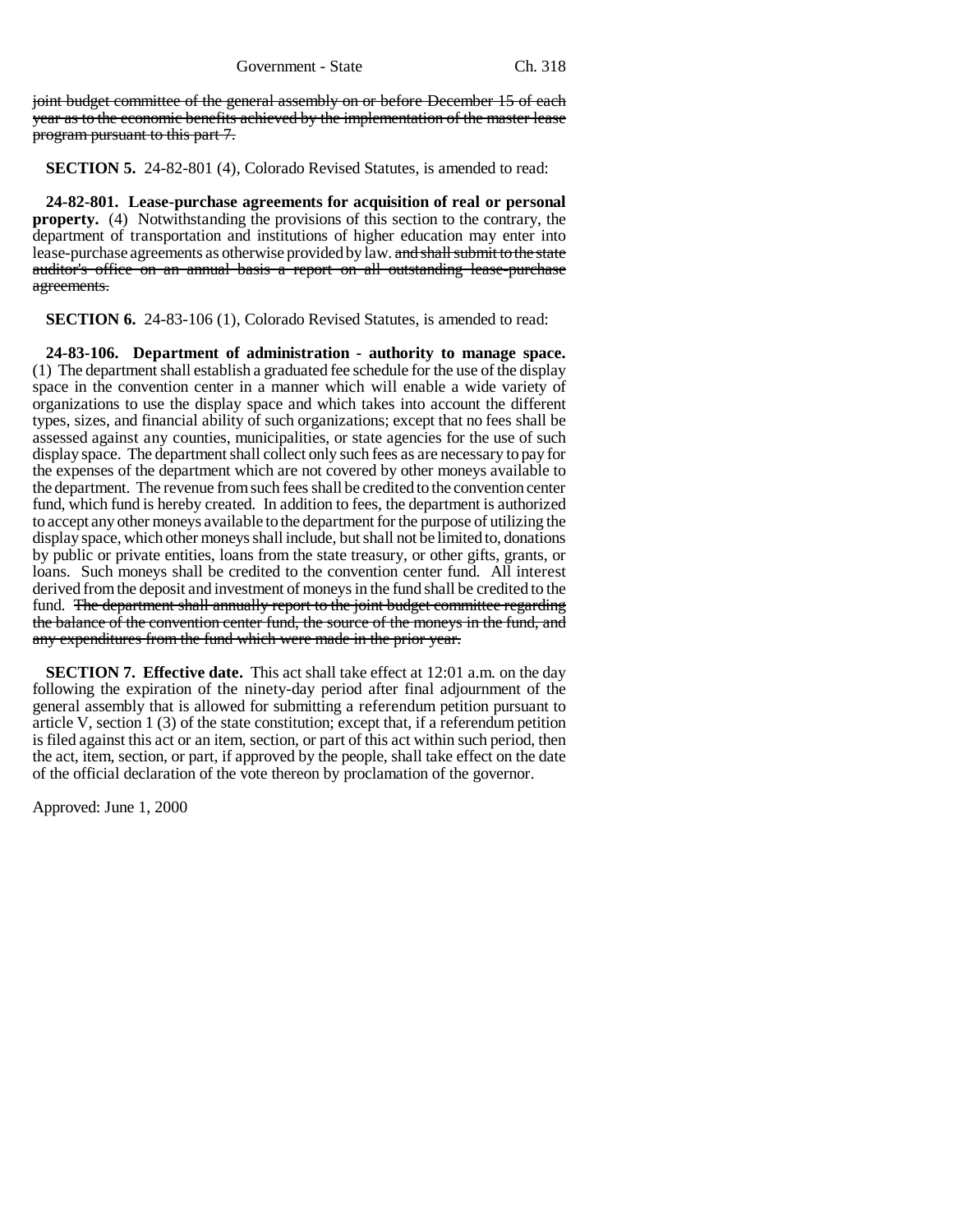~~joint budget committee of the general assembly on or before December 15 of each year as to the economic benefits achieved by the implementation of the master lease program pursuant to this part 7.~~

**SECTION 5.** 24-82-801 (4), Colorado Revised Statutes, is amended to read:

**24-82-801. Lease-purchase agreements for acquisition of real or personal property.** (4) Notwithstanding the provisions of this section to the contrary, the department of transportation and institutions of higher education may enter into lease-purchase agreements as otherwise provided by law. ~~and shall submit to the state auditor's office on an annual basis a report on all outstanding lease-purchase agreements.~~

**SECTION 6.** 24-83-106 (1), Colorado Revised Statutes, is amended to read:

**24-83-106. Department of administration - authority to manage space.** (1) The department shall establish a graduated fee schedule for the use of the display space in the convention center in a manner which will enable a wide variety of organizations to use the display space and which takes into account the different types, sizes, and financial ability of such organizations; except that no fees shall be assessed against any counties, municipalities, or state agencies for the use of such display space. The department shall collect only such fees as are necessary to pay for the expenses of the department which are not covered by other moneys available to the department. The revenue from such fees shall be credited to the convention center fund, which fund is hereby created. In addition to fees, the department is authorized to accept any other moneys available to the department for the purpose of utilizing the display space, which other moneys shall include, but shall not be limited to, donations by public or private entities, loans from the state treasury, or other gifts, grants, or loans. Such moneys shall be credited to the convention center fund. All interest derived from the deposit and investment of moneys in the fund shall be credited to the fund. ~~The department shall annually report to the joint budget committee regarding the balance of the convention center fund, the source of the moneys in the fund, and any expenditures from the fund which were made in the prior year.~~

**SECTION 7. Effective date.** This act shall take effect at 12:01 a.m. on the day following the expiration of the ninety-day period after final adjournment of the general assembly that is allowed for submitting a referendum petition pursuant to article V, section 1 (3) of the state constitution; except that, if a referendum petition is filed against this act or an item, section, or part of this act within such period, then the act, item, section, or part, if approved by the people, shall take effect on the date of the official declaration of the vote thereon by proclamation of the governor.

Approved: June 1, 2000